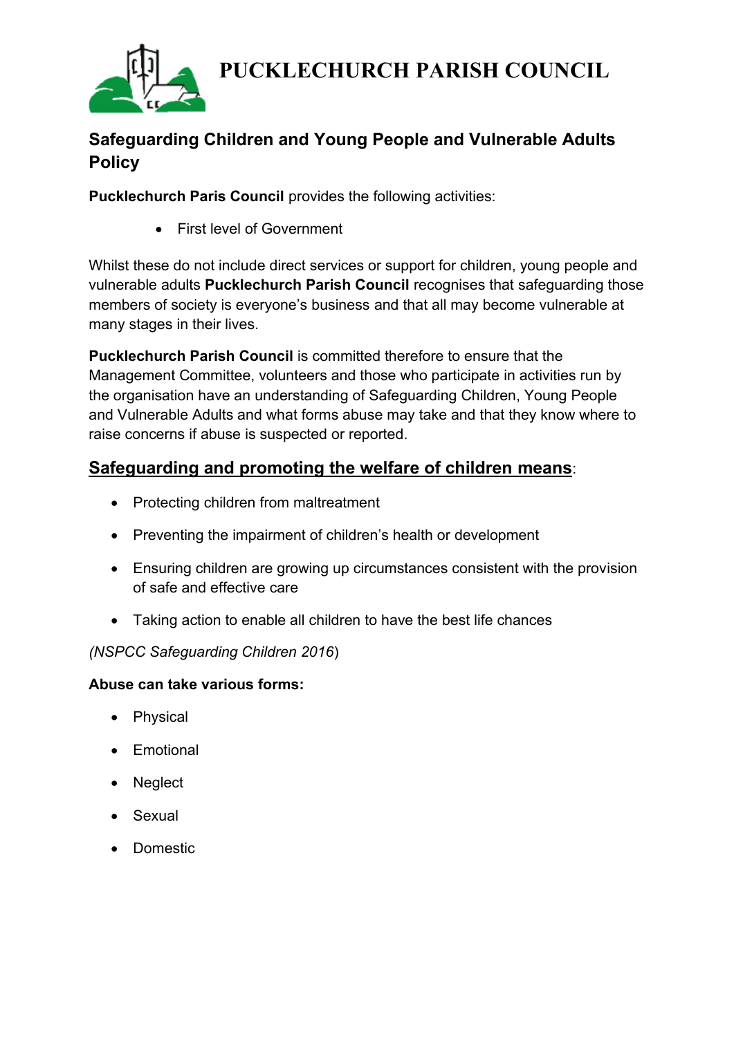# PUCKLECHURCH PARISH COUNCIL

## Safeguarding Children and Young People and Vulnerable Adults Policy

**Pucklechurch Paris Council** provides the following activities:

- First level of Government

Whilst these do not include direct services or support for children, young people and vulnerable adults **Pucklechurch Parish Council** recognises that safeguarding those members of society is everyone's business and that all may become vulnerable at many stages in their lives.

**Pucklechurch Parish Council** is committed therefore to ensure that the Management Committee, volunteers and those who participate in activities run by the organisation have an understanding of Safeguarding Children, Young People and Vulnerable Adults and what forms abuse may take and that they know where to raise concerns if abuse is suspected or reported.

### Safeguarding and promoting the welfare of children means:

- Protecting children from maltreatment
- Preventing the impairment of children's health or development
- Ensuring children are growing up circumstances consistent with the provision of safe and effective care
- Taking action to enable all children to have the best life chances

*(NSPCC Safeguarding Children 2016)*

**Abuse can take various forms:**

- Physical
- Emotional
- Neglect
- Sexual
- Domestic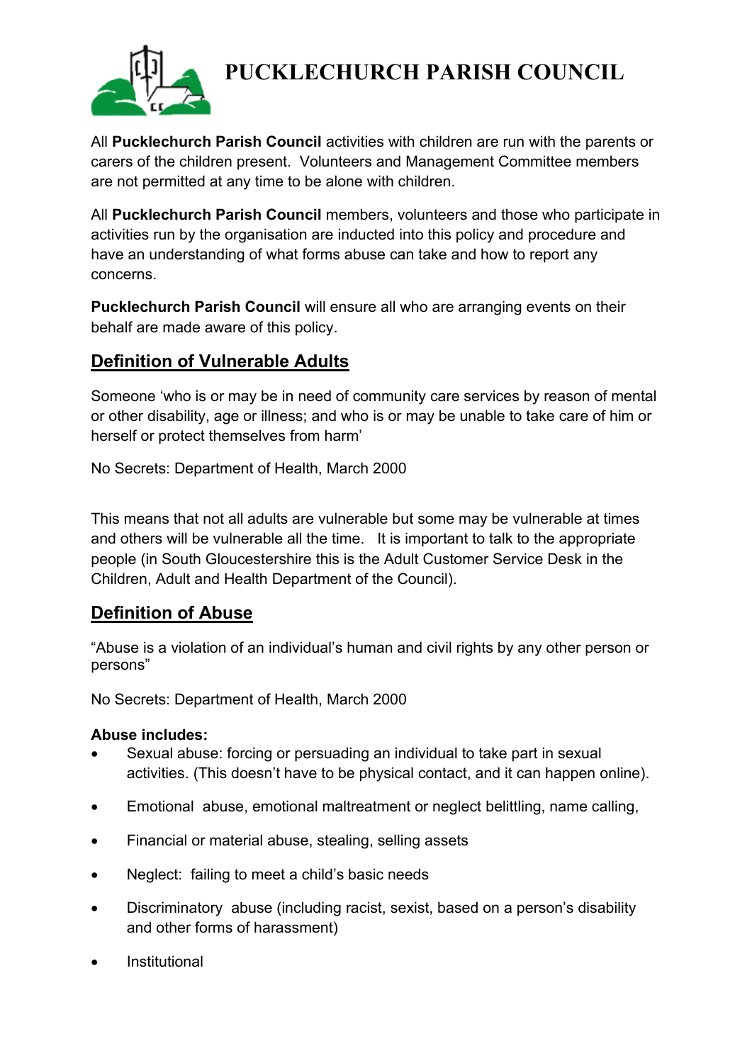# PUCKLECHURCH PARISH COUNCIL

All **Pucklechurch Parish Council** activities with children are run with the parents or carers of the children present. Volunteers and Management Committee members are not permitted at any time to be alone with children.

All **Pucklechurch Parish Council** members, volunteers and those who participate in activities run by the organisation are inducted into this policy and procedure and have an understanding of what forms abuse can take and how to report any concerns.

**Pucklechurch Parish Council** will ensure all who are arranging events on their behalf are made aware of this policy.

## Definition of Vulnerable Adults

Someone 'who is or may be in need of community care services by reason of mental or other disability, age or illness; and who is or may be unable to take care of him or herself or protect themselves from harm'

No Secrets: Department of Health, March 2000

This means that not all adults are vulnerable but some may be vulnerable at times and others will be vulnerable all the time. It is important to talk to the appropriate people (in South Gloucestershire this is the Adult Customer Service Desk in the Children, Adult and Health Department of the Council).

## Definition of Abuse

"Abuse is a violation of an individual's human and civil rights by any other person or persons"

No Secrets: Department of Health, March 2000

**Abuse includes:**

- Sexual abuse: forcing or persuading an individual to take part in sexual activities. (This doesn't have to be physical contact, and it can happen online).
- Emotional abuse, emotional maltreatment or neglect belittling, name calling,
- Financial or material abuse, stealing, selling assets
- Neglect: failing to meet a child's basic needs
- Discriminatory abuse (including racist, sexist, based on a person's disability and other forms of harassment)
- Institutional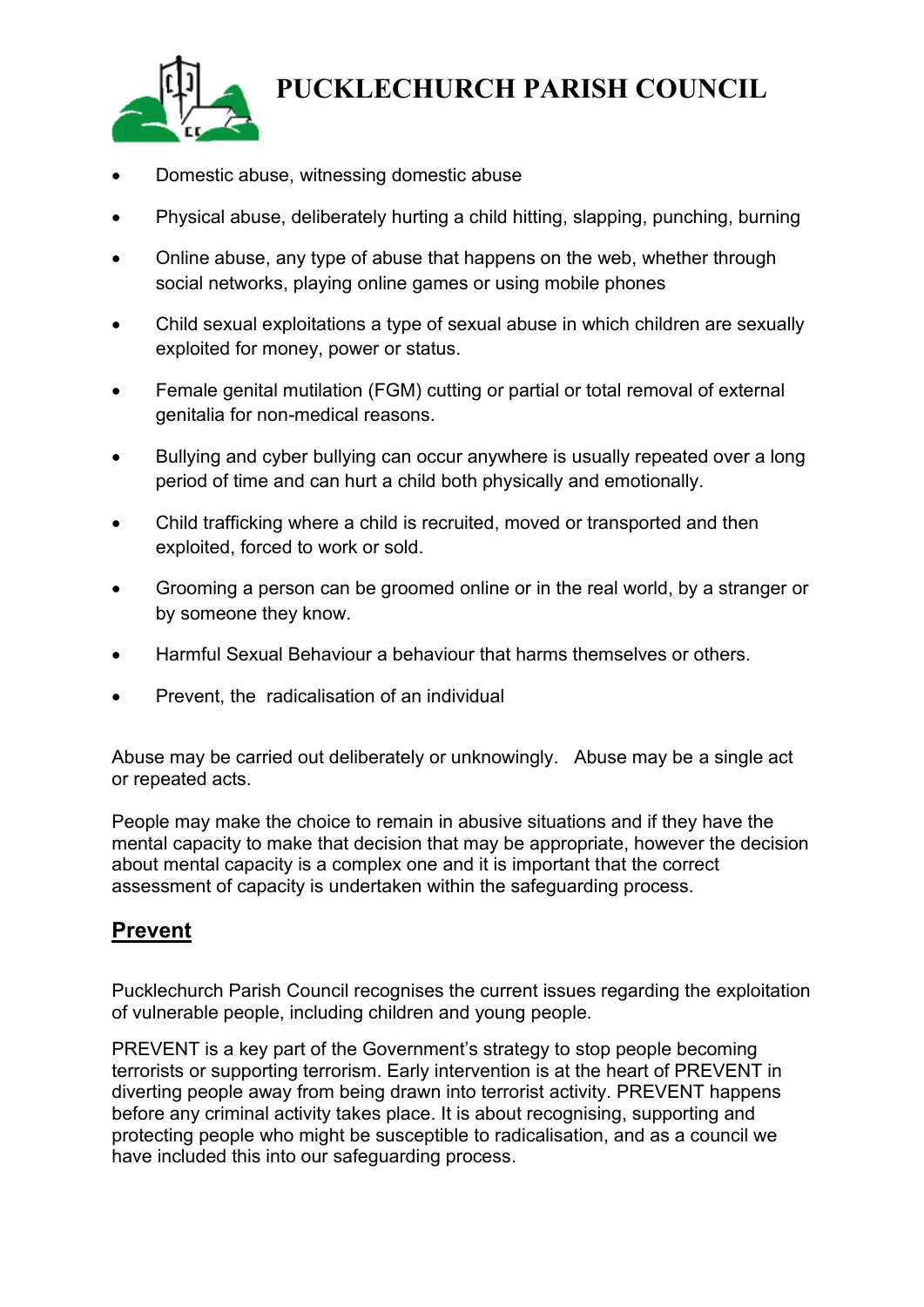- Domestic abuse, witnessing domestic abuse
- Physical abuse, deliberately hurting a child hitting, slapping, punching, burning
- Online abuse, any type of abuse that happens on the web, whether through social networks, playing online games or using mobile phones
- Child sexual exploitations a type of sexual abuse in which children are sexually exploited for money, power or status.
- Female genital mutilation (FGM) cutting or partial or total removal of external genitalia for non-medical reasons.
- Bullying and cyber bullying can occur anywhere is usually repeated over a long period of time and can hurt a child both physically and emotionally.
- Child trafficking where a child is recruited, moved or transported and then exploited, forced to work or sold.
- Grooming a person can be groomed online or in the real world, by a stranger or by someone they know.
- Harmful Sexual Behaviour a behaviour that harms themselves or others.
- Prevent, the radicalisation of an individual

Abuse may be carried out deliberately or unknowingly. Abuse may be a single act or repeated acts.

People may make the choice to remain in abusive situations and if they have the mental capacity to make that decision that may be appropriate, however the decision about mental capacity is a complex one and it is important that the correct assessment of capacity is undertaken within the safeguarding process.

## Prevent

Pucklechurch Parish Council recognises the current issues regarding the exploitation of vulnerable people, including children and young people.

PREVENT is a key part of the Government's strategy to stop people becoming terrorists or supporting terrorism. Early intervention is at the heart of PREVENT in diverting people away from being drawn into terrorist activity. PREVENT happens before any criminal activity takes place. It is about recognising, supporting and protecting people who might be susceptible to radicalisation, and as a council we have included this into our safeguarding process.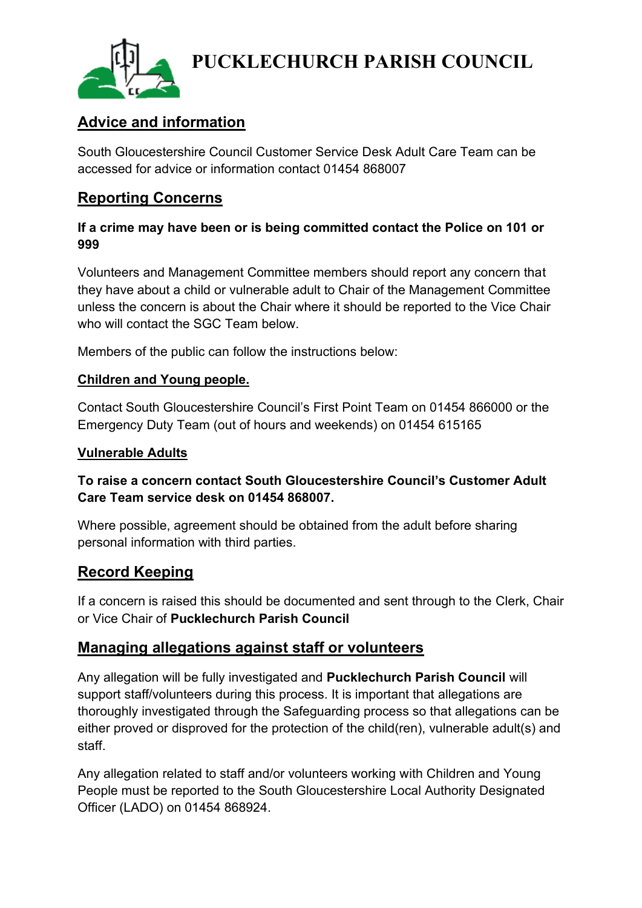# PUCKLECHURCH PARISH COUNCIL

## Advice and information

South Gloucestershire Council Customer Service Desk Adult Care Team can be accessed for advice or information contact 01454 868007

## Reporting Concerns

**If a crime may have been or is being committed contact the Police on 101 or 999**

Volunteers and Management Committee members should report any concern that they have about a child or vulnerable adult to Chair of the Management Committee unless the concern is about the Chair where it should be reported to the Vice Chair who will contact the SGC Team below.

Members of the public can follow the instructions below:

### Children and Young people.

Contact South Gloucestershire Council's First Point Team on 01454 866000 or the Emergency Duty Team (out of hours and weekends) on 01454 615165

### Vulnerable Adults

**To raise a concern contact South Gloucestershire Council's Customer Adult Care Team service desk on 01454 868007.**

Where possible, agreement should be obtained from the adult before sharing personal information with third parties.

## Record Keeping

If a concern is raised this should be documented and sent through to the Clerk, Chair or Vice Chair of **Pucklechurch Parish Council**

## Managing allegations against staff or volunteers

Any allegation will be fully investigated and **Pucklechurch Parish Council** will support staff/volunteers during this process. It is important that allegations are thoroughly investigated through the Safeguarding process so that allegations can be either proved or disproved for the protection of the child(ren), vulnerable adult(s) and staff.

Any allegation related to staff and/or volunteers working with Children and Young People must be reported to the South Gloucestershire Local Authority Designated Officer (LADO) on 01454 868924.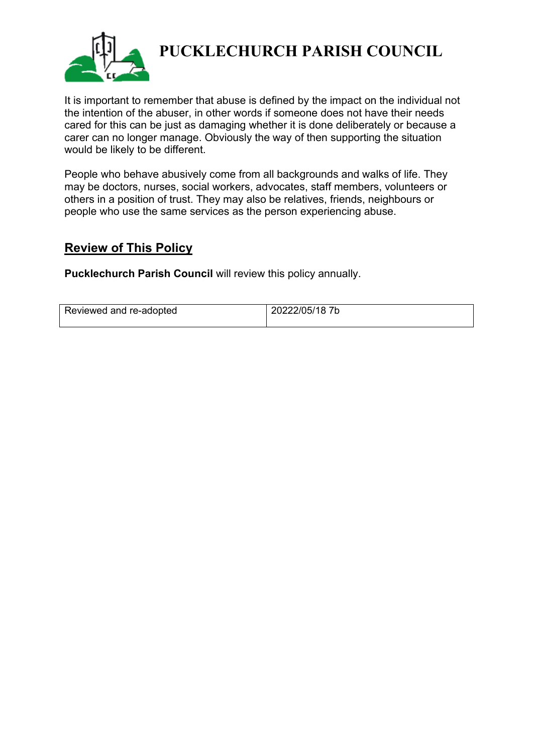It is important to remember that abuse is defined by the impact on the individual not the intention of the abuser, in other words if someone does not have their needs cared for this can be just as damaging whether it is done deliberately or because a carer can no longer manage. Obviously the way of then supporting the situation would be likely to be different.

People who behave abusively come from all backgrounds and walks of life. They may be doctors, nurses, social workers, advocates, staff members, volunteers or others in a position of trust. They may also be relatives, friends, neighbours or people who use the same services as the person experiencing abuse.

## Review of This Policy

**Pucklechurch Parish Council** will review this policy annually.

| | |
|---|---|
| Reviewed and re-adopted | 20222/05/18 7b |